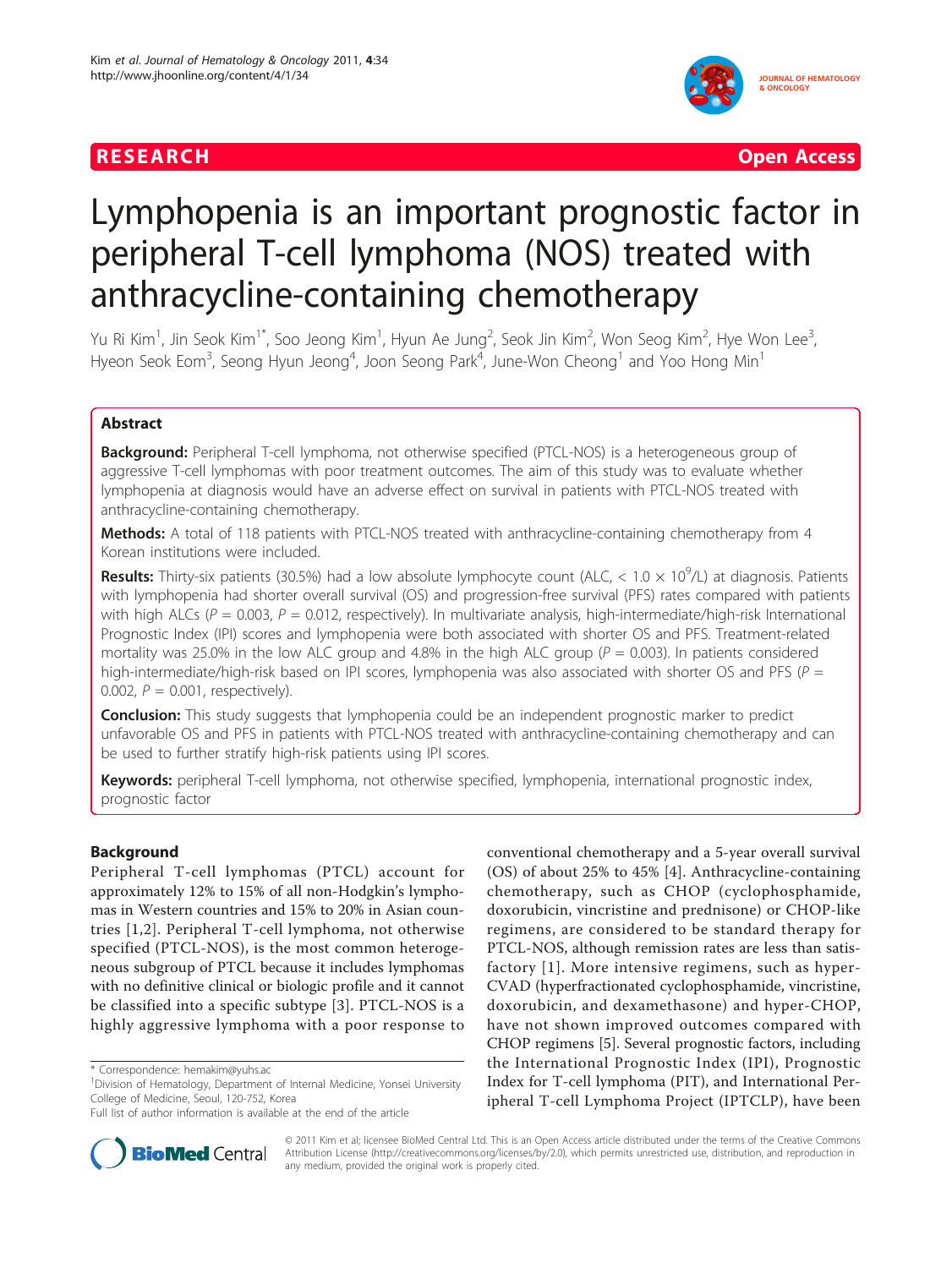# Lymphopenia is an important prognostic factor in peripheral T-cell lymphoma (NOS) treated with anthracycline-containing chemotherapy

Yu Ri Kim[1], Jin Seok Kim[1*], Soo Jeong Kim[1], Hyun Ae Jung[2], Seok Jin Kim[2], Won Seog Kim[2], Hye Won Lee[3], Hyeon Seok Eom[3], Seong Hyun Jeong[4], Joon Seong Park[4], June-Won Cheong[1] and Yoo Hong Min[1]

## Abstract

**Background:** Peripheral T-cell lymphoma, not otherwise specified (PTCL-NOS) is a heterogeneous group of aggressive T-cell lymphomas with poor treatment outcomes. The aim of this study was to evaluate whether lymphopenia at diagnosis would have an adverse effect on survival in patients with PTCL-NOS treated with anthracycline-containing chemotherapy.

**Methods:** A total of 118 patients with PTCL-NOS treated with anthracycline-containing chemotherapy from 4 Korean institutions were included.

**Results:** Thirty-six patients (30.5%) had a low absolute lymphocyte count (ALC, $< 1.0 \times 10^9$/L) at diagnosis. Patients with lymphopenia had shorter overall survival (OS) and progression-free survival (PFS) rates compared with patients with high ALCs ($P = 0.003$, $P = 0.012$, respectively). In multivariate analysis, high-intermediate/high-risk International Prognostic Index (IPI) scores and lymphopenia were both associated with shorter OS and PFS. Treatment-related mortality was 25.0% in the low ALC group and 4.8% in the high ALC group ($P = 0.003$). In patients considered high-intermediate/high-risk based on IPI scores, lymphopenia was also associated with shorter OS and PFS ($P = 0.002$, $P = 0.001$, respectively).

**Conclusion:** This study suggests that lymphopenia could be an independent prognostic marker to predict unfavorable OS and PFS in patients with PTCL-NOS treated with anthracycline-containing chemotherapy and can be used to further stratify high-risk patients using IPI scores.

**Keywords:** peripheral T-cell lymphoma, not otherwise specified, lymphopenia, international prognostic index, prognostic factor

## Background

Peripheral T-cell lymphomas (PTCL) account for approximately 12% to 15% of all non-Hodgkin's lymphomas in Western countries and 15% to 20% in Asian countries [1,2]. Peripheral T-cell lymphoma, not otherwise specified (PTCL-NOS), is the most common heterogeneous subgroup of PTCL because it includes lymphomas with no definitive clinical or biologic profile and it cannot be classified into a specific subtype [3]. PTCL-NOS is a highly aggressive lymphoma with a poor response to conventional chemotherapy and a 5-year overall survival (OS) of about 25% to 45% [4]. Anthracycline-containing chemotherapy, such as CHOP (cyclophosphamide, doxorubicin, vincristine and prednisone) or CHOP-like regimens, are considered to be standard therapy for PTCL-NOS, although remission rates are less than satisfactory [1]. More intensive regimens, such as hyper-CVAD (hyperfractionated cyclophosphamide, vincristine, doxorubicin, and dexamethasone) and hyper-CHOP, have not shown improved outcomes compared with CHOP regimens [5]. Several prognostic factors, including the International Prognostic Index (IPI), Prognostic Index for T-cell lymphoma (PIT), and International Peripheral T-cell Lymphoma Project (IPTCLP), have been

\* Correspondence: hemakim@yuhs.ac
[1]Division of Hematology, Department of Internal Medicine, Yonsei University College of Medicine, Seoul, 120-752, Korea
Full list of author information is available at the end of the article

© 2011 Kim et al; licensee BioMed Central Ltd. This is an Open Access article distributed under the terms of the Creative Commons Attribution License (http://creativecommons.org/licenses/by/2.0), which permits unrestricted use, distribution, and reproduction in any medium, provided the original work is properly cited.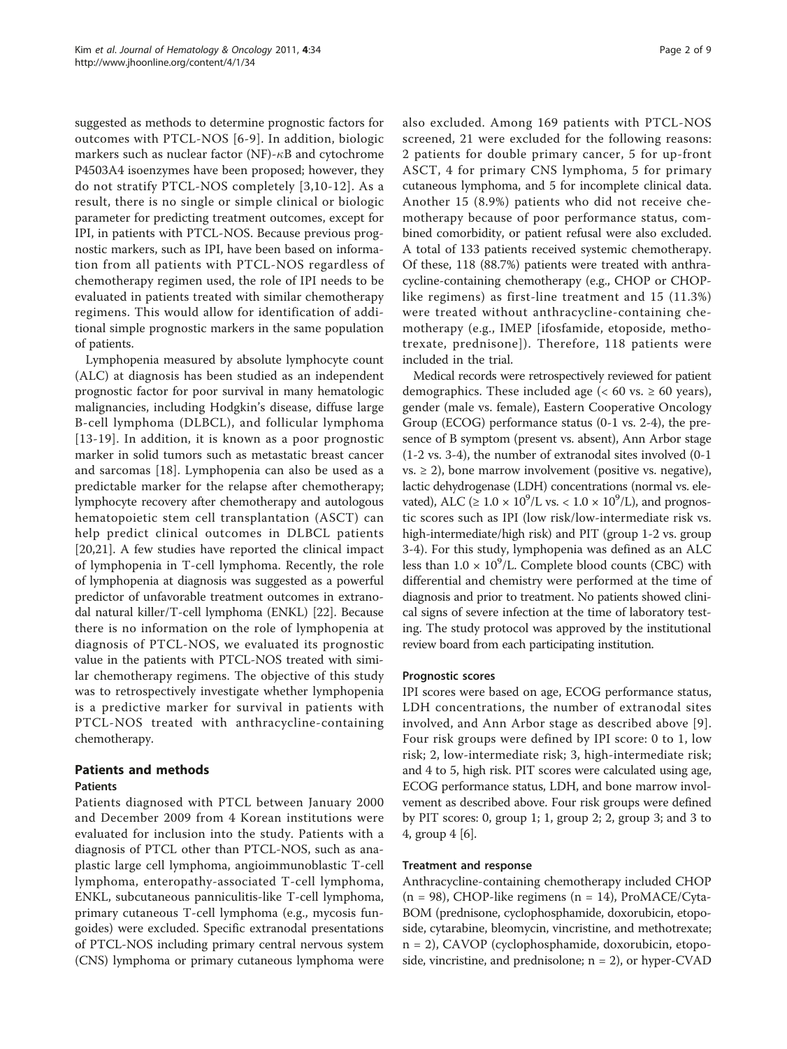suggested as methods to determine prognostic factors for outcomes with PTCL-NOS [6-9]. In addition, biologic markers such as nuclear factor (NF)-$\kappa$B and cytochrome P4503A4 isoenzymes have been proposed; however, they do not stratify PTCL-NOS completely [3,10-12]. As a result, there is no single or simple clinical or biologic parameter for predicting treatment outcomes, except for IPI, in patients with PTCL-NOS. Because previous prognostic markers, such as IPI, have been based on information from all patients with PTCL-NOS regardless of chemotherapy regimen used, the role of IPI needs to be evaluated in patients treated with similar chemotherapy regimens. This would allow for identification of additional simple prognostic markers in the same population of patients.

Lymphopenia measured by absolute lymphocyte count (ALC) at diagnosis has been studied as an independent prognostic factor for poor survival in many hematologic malignancies, including Hodgkin's disease, diffuse large B-cell lymphoma (DLBCL), and follicular lymphoma [13-19]. In addition, it is known as a poor prognostic marker in solid tumors such as metastatic breast cancer and sarcomas [18]. Lymphopenia can also be used as a predictable marker for the relapse after chemotherapy; lymphocyte recovery after chemotherapy and autologous hematopoietic stem cell transplantation (ASCT) can help predict clinical outcomes in DLBCL patients [20,21]. A few studies have reported the clinical impact of lymphopenia in T-cell lymphoma. Recently, the role of lymphopenia at diagnosis was suggested as a powerful predictor of unfavorable treatment outcomes in extranodal natural killer/T-cell lymphoma (ENKL) [22]. Because there is no information on the role of lymphopenia at diagnosis of PTCL-NOS, we evaluated its prognostic value in the patients with PTCL-NOS treated with similar chemotherapy regimens. The objective of this study was to retrospectively investigate whether lymphopenia is a predictive marker for survival in patients with PTCL-NOS treated with anthracycline-containing chemotherapy.

## Patients and methods

### Patients

Patients diagnosed with PTCL between January 2000 and December 2009 from 4 Korean institutions were evaluated for inclusion into the study. Patients with a diagnosis of PTCL other than PTCL-NOS, such as anaplastic large cell lymphoma, angioimmunoblastic T-cell lymphoma, enteropathy-associated T-cell lymphoma, ENKL, subcutaneous panniculitis-like T-cell lymphoma, primary cutaneous T-cell lymphoma (e.g., mycosis fungoides) were excluded. Specific extranodal presentations of PTCL-NOS including primary central nervous system (CNS) lymphoma or primary cutaneous lymphoma were also excluded. Among 169 patients with PTCL-NOS screened, 21 were excluded for the following reasons: 2 patients for double primary cancer, 5 for up-front ASCT, 4 for primary CNS lymphoma, 5 for primary cutaneous lymphoma, and 5 for incomplete clinical data. Another 15 (8.9%) patients who did not receive chemotherapy because of poor performance status, combined comorbidity, or patient refusal were also excluded. A total of 133 patients received systemic chemotherapy. Of these, 118 (88.7%) patients were treated with anthracycline-containing chemotherapy (e.g., CHOP or CHOP-like regimens) as first-line treatment and 15 (11.3%) were treated without anthracycline-containing chemotherapy (e.g., IMEP [ifosfamide, etoposide, methotrexate, prednisone]). Therefore, 118 patients were included in the trial.

Medical records were retrospectively reviewed for patient demographics. These included age (< 60 vs. ≥ 60 years), gender (male vs. female), Eastern Cooperative Oncology Group (ECOG) performance status (0-1 vs. 2-4), the presence of B symptom (present vs. absent), Ann Arbor stage (1-2 vs. 3-4), the number of extranodal sites involved (0-1 vs. ≥ 2), bone marrow involvement (positive vs. negative), lactic dehydrogenase (LDH) concentrations (normal vs. elevated), ALC ($\geq 1.0 \times 10^9$/L vs. $< 1.0 \times 10^9$/L), and prognostic scores such as IPI (low risk/low-intermediate risk vs. high-intermediate/high risk) and PIT (group 1-2 vs. group 3-4). For this study, lymphopenia was defined as an ALC less than $1.0 \times 10^9$/L. Complete blood counts (CBC) with differential and chemistry were performed at the time of diagnosis and prior to treatment. No patients showed clinical signs of severe infection at the time of laboratory testing. The study protocol was approved by the institutional review board from each participating institution.

### Prognostic scores

IPI scores were based on age, ECOG performance status, LDH concentrations, the number of extranodal sites involved, and Ann Arbor stage as described above [9]. Four risk groups were defined by IPI score: 0 to 1, low risk; 2, low-intermediate risk; 3, high-intermediate risk; and 4 to 5, high risk. PIT scores were calculated using age, ECOG performance status, LDH, and bone marrow involvement as described above. Four risk groups were defined by PIT scores: 0, group 1; 1, group 2; 2, group 3; and 3 to 4, group 4 [6].

### Treatment and response

Anthracycline-containing chemotherapy included CHOP (n = 98), CHOP-like regimens (n = 14), ProMACE/CytaBOM (prednisone, cyclophosphamide, doxorubicin, etoposide, cytarabine, bleomycin, vincristine, and methotrexate; n = 2), CAVOP (cyclophosphamide, doxorubicin, etoposide, vincristine, and prednisolone; n = 2), or hyper-CVAD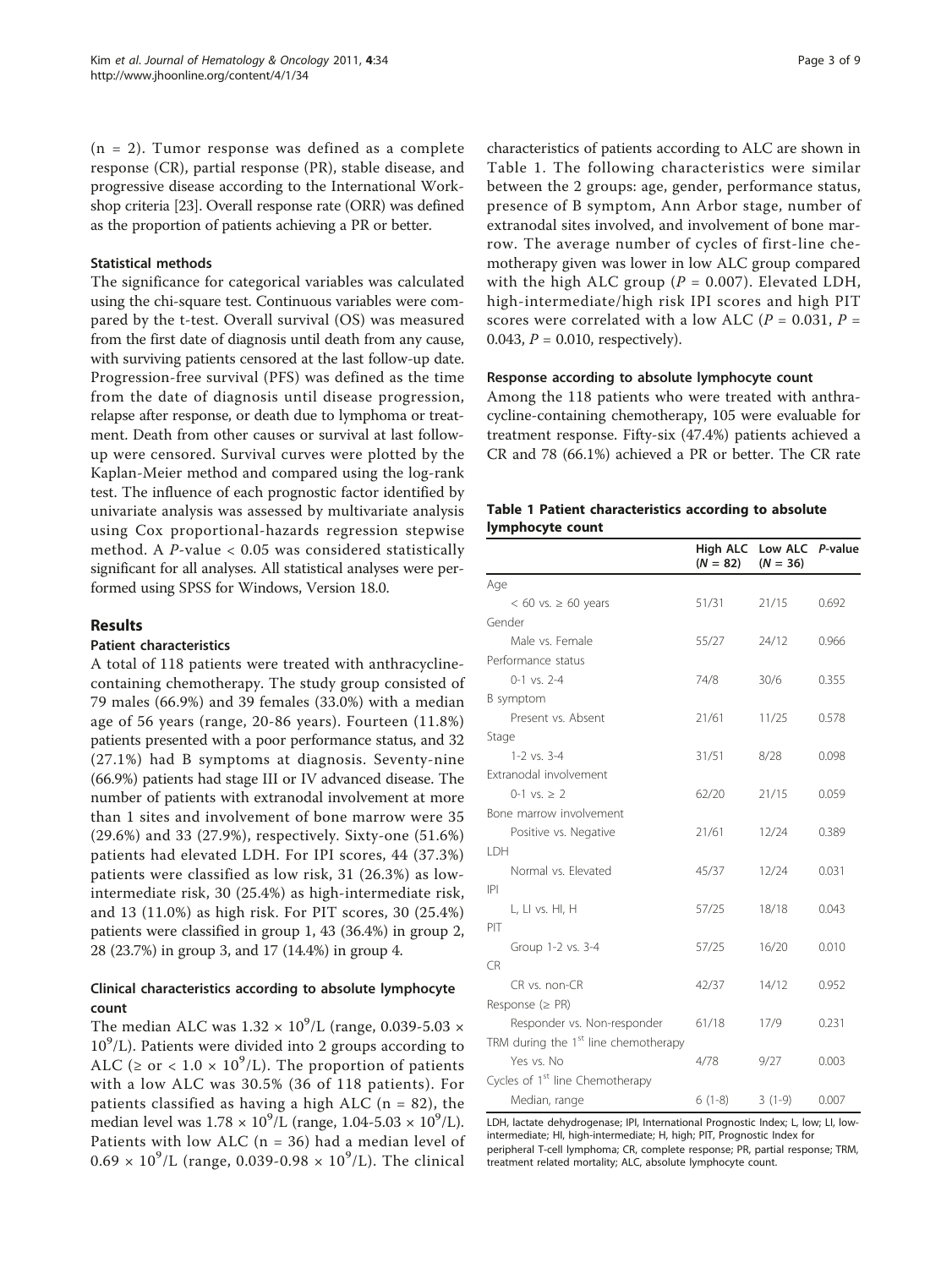(n = 2). Tumor response was defined as a complete response (CR), partial response (PR), stable disease, and progressive disease according to the International Workshop criteria [23]. Overall response rate (ORR) was defined as the proportion of patients achieving a PR or better.

### Statistical methods

The significance for categorical variables was calculated using the chi-square test. Continuous variables were compared by the t-test. Overall survival (OS) was measured from the first date of diagnosis until death from any cause, with surviving patients censored at the last follow-up date. Progression-free survival (PFS) was defined as the time from the date of diagnosis until disease progression, relapse after response, or death due to lymphoma or treatment. Death from other causes or survival at last follow-up were censored. Survival curves were plotted by the Kaplan-Meier method and compared using the log-rank test. The influence of each prognostic factor identified by univariate analysis was assessed by multivariate analysis using Cox proportional-hazards regression stepwise method. A *P*-value < 0.05 was considered statistically significant for all analyses. All statistical analyses were performed using SPSS for Windows, Version 18.0.

## Results

### Patient characteristics

A total of 118 patients were treated with anthracycline-containing chemotherapy. The study group consisted of 79 males (66.9%) and 39 females (33.0%) with a median age of 56 years (range, 20-86 years). Fourteen (11.8%) patients presented with a poor performance status, and 32 (27.1%) had B symptoms at diagnosis. Seventy-nine (66.9%) patients had stage III or IV advanced disease. The number of patients with extranodal involvement at more than 1 sites and involvement of bone marrow were 35 (29.6%) and 33 (27.9%), respectively. Sixty-one (51.6%) patients had elevated LDH. For IPI scores, 44 (37.3%) patients were classified as low risk, 31 (26.3%) as low-intermediate risk, 30 (25.4%) as high-intermediate risk, and 13 (11.0%) as high risk. For PIT scores, 30 (25.4%) patients were classified in group 1, 43 (36.4%) in group 2, 28 (23.7%) in group 3, and 17 (14.4%) in group 4.

### Clinical characteristics according to absolute lymphocyte count

The median ALC was $1.32 \times 10^9$/L (range, 0.039-5.03 $\times 10^9$/L). Patients were divided into 2 groups according to ALC ($\geq$ or $< 1.0 \times 10^9$/L). The proportion of patients with a low ALC was 30.5% (36 of 118 patients). For patients classified as having a high ALC (n = 82), the median level was $1.78 \times 10^9$/L (range, 1.04-5.03 $\times 10^9$/L). Patients with low ALC (n = 36) had a median level of $0.69 \times 10^9$/L (range, 0.039-0.98 $\times 10^9$/L). The clinical characteristics of patients according to ALC are shown in Table 1. The following characteristics were similar between the 2 groups: age, gender, performance status, presence of B symptom, Ann Arbor stage, number of extranodal sites involved, and involvement of bone marrow. The average number of cycles of first-line chemotherapy given was lower in low ALC group compared with the high ALC group (*P* = 0.007). Elevated LDH, high-intermediate/high risk IPI scores and high PIT scores were correlated with a low ALC (*P* = 0.031, *P* = 0.043, *P* = 0.010, respectively).

### Response according to absolute lymphocyte count

Among the 118 patients who were treated with anthracycline-containing chemotherapy, 105 were evaluable for treatment response. Fifty-six (47.4%) patients achieved a CR and 78 (66.1%) achieved a PR or better. The CR rate

**Table 1 Patient characteristics according to absolute lymphocyte count**

| | High ALC (*N* = 82) | Low ALC (*N* = 36) | *P*-value |
|---|---|---|---|
| Age | | | |
| < 60 vs. ≥ 60 years | 51/31 | 21/15 | 0.692 |
| Gender | | | |
| Male vs. Female | 55/27 | 24/12 | 0.966 |
| Performance status | | | |
| 0-1 vs. 2-4 | 74/8 | 30/6 | 0.355 |
| B symptom | | | |
| Present vs. Absent | 21/61 | 11/25 | 0.578 |
| Stage | | | |
| 1-2 vs. 3-4 | 31/51 | 8/28 | 0.098 |
| Extranodal involvement | | | |
| 0-1 vs. ≥ 2 | 62/20 | 21/15 | 0.059 |
| Bone marrow involvement | | | |
| Positive vs. Negative | 21/61 | 12/24 | 0.389 |
| LDH | | | |
| Normal vs. Elevated | 45/37 | 12/24 | 0.031 |
| IPI | | | |
| L, LI vs. HI, H | 57/25 | 18/18 | 0.043 |
| PIT | | | |
| Group 1-2 vs. 3-4 | 57/25 | 16/20 | 0.010 |
| CR | | | |
| CR vs. non-CR | 42/37 | 14/12 | 0.952 |
| Response (≥ PR) | | | |
| Responder vs. Non-responder | 61/18 | 17/9 | 0.231 |
| TRM during the 1st line chemotherapy | | | |
| Yes vs. No | 4/78 | 9/27 | 0.003 |
| Cycles of 1st line Chemotherapy | | | |
| Median, range | 6 (1-8) | 3 (1-9) | 0.007 |

LDH, lactate dehydrogenase; IPI, International Prognostic Index; L, low; LI, low-intermediate; HI, high-intermediate; H, high; PIT, Prognostic Index for peripheral T-cell lymphoma; CR, complete response; PR, partial response; TRM, treatment related mortality; ALC, absolute lymphocyte count.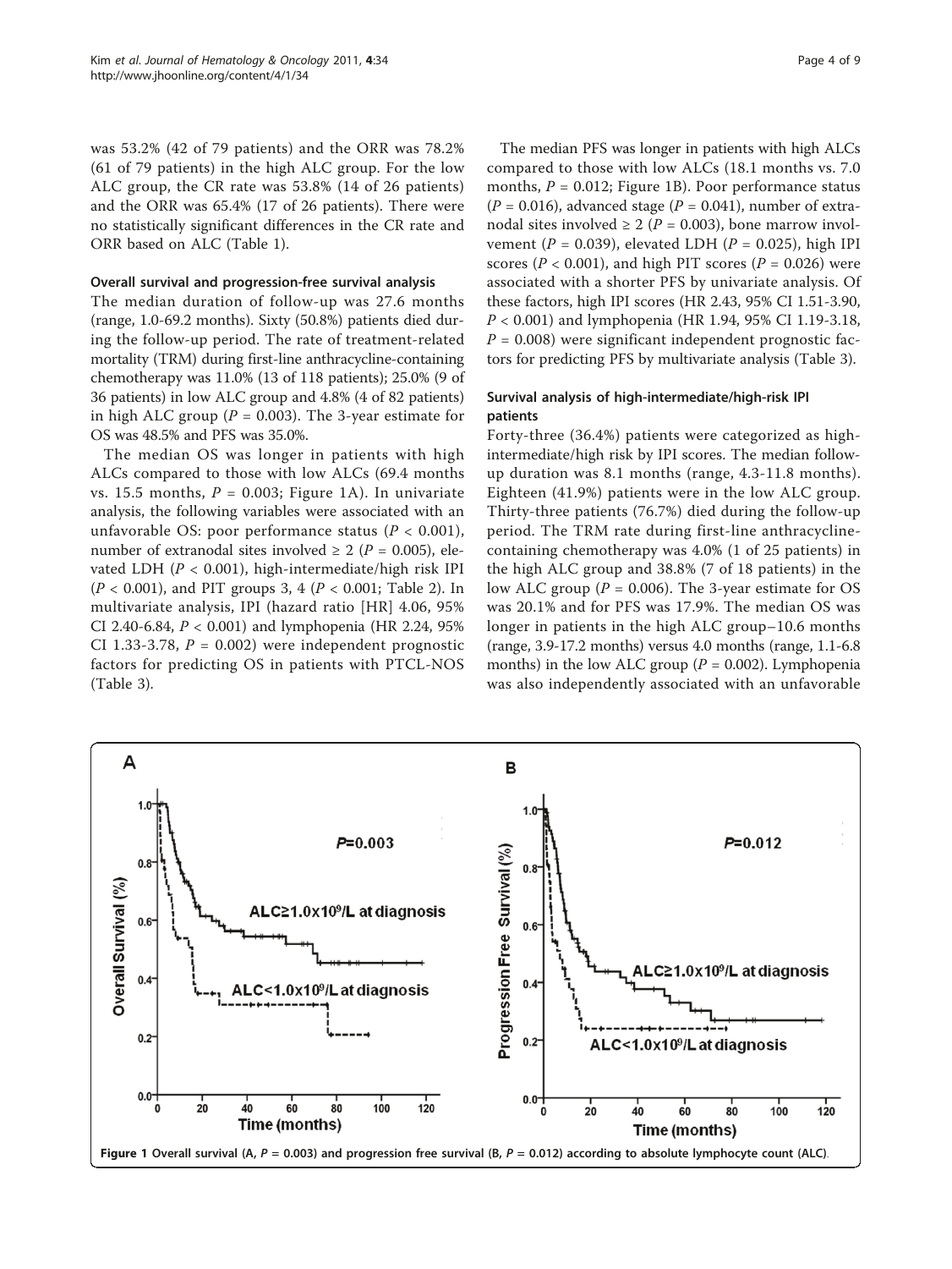was 53.2% (42 of 79 patients) and the ORR was 78.2% (61 of 79 patients) in the high ALC group. For the low ALC group, the CR rate was 53.8% (14 of 26 patients) and the ORR was 65.4% (17 of 26 patients). There were no statistically significant differences in the CR rate and ORR based on ALC (Table 1).

#### Overall survival and progression-free survival analysis

The median duration of follow-up was 27.6 months (range, 1.0-69.2 months). Sixty (50.8%) patients died during the follow-up period. The rate of treatment-related mortality (TRM) during first-line anthracycline-containing chemotherapy was 11.0% (13 of 118 patients); 25.0% (9 of 36 patients) in low ALC group and 4.8% (4 of 82 patients) in high ALC group ($P = 0.003$). The 3-year estimate for OS was 48.5% and PFS was 35.0%.

The median OS was longer in patients with high ALCs compared to those with low ALCs (69.4 months vs. 15.5 months, $P = 0.003$; Figure 1A). In univariate analysis, the following variables were associated with an unfavorable OS: poor performance status ($P < 0.001$), number of extranodal sites involved ≥ 2 ($P = 0.005$), elevated LDH ($P < 0.001$), high-intermediate/high risk IPI ($P < 0.001$), and PIT groups 3, 4 ($P < 0.001$; Table 2). In multivariate analysis, IPI (hazard ratio [HR] 4.06, 95% CI 2.40-6.84, $P < 0.001$) and lymphopenia (HR 2.24, 95% CI 1.33-3.78, $P = 0.002$) were independent prognostic factors for predicting OS in patients with PTCL-NOS (Table 3).

The median PFS was longer in patients with high ALCs compared to those with low ALCs (18.1 months vs. 7.0 months, $P = 0.012$; Figure 1B). Poor performance status ($P = 0.016$), advanced stage ($P = 0.041$), number of extranodal sites involved ≥ 2 ($P = 0.003$), bone marrow involvement ($P = 0.039$), elevated LDH ($P = 0.025$), high IPI scores ($P < 0.001$), and high PIT scores ($P = 0.026$) were associated with a shorter PFS by univariate analysis. Of these factors, high IPI scores (HR 2.43, 95% CI 1.51-3.90, $P < 0.001$) and lymphopenia (HR 1.94, 95% CI 1.19-3.18, $P = 0.008$) were significant independent prognostic factors for predicting PFS by multivariate analysis (Table 3).

#### Survival analysis of high-intermediate/high-risk IPI patients

Forty-three (36.4%) patients were categorized as high-intermediate/high risk by IPI scores. The median follow-up duration was 8.1 months (range, 4.3-11.8 months). Eighteen (41.9%) patients were in the low ALC group. Thirty-three patients (76.7%) died during the follow-up period. The TRM rate during first-line anthracycline-containing chemotherapy was 4.0% (1 of 25 patients) in the high ALC group and 38.8% (7 of 18 patients) in the low ALC group ($P = 0.006$). The 3-year estimate for OS was 20.1% and for PFS was 17.9%. The median OS was longer in patients in the high ALC group–10.6 months (range, 3.9-17.2 months) versus 4.0 months (range, 1.1-6.8 months) in the low ALC group ($P = 0.002$). Lymphopenia was also independently associated with an unfavorable

**Figure 1** Overall survival (A, $P = 0.003$) and progression free survival (B, $P = 0.012$) according to absolute lymphocyte count (ALC).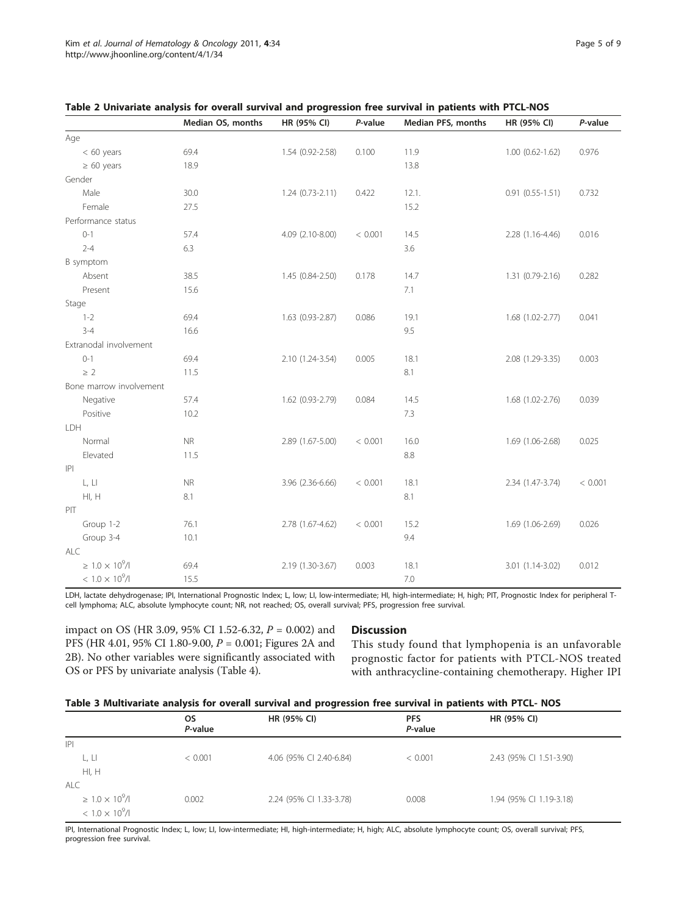**Table 2 Univariate analysis for overall survival and progression free survival in patients with PTCL-NOS**

| | Median OS, months | HR (95% CI) | *P*-value | Median PFS, months | HR (95% CI) | *P*-value |
|---|---|---|---|---|---|---|
| Age | | | | | | |
| < 60 years | 69.4 | 1.54 (0.92-2.58) | 0.100 | 11.9 | 1.00 (0.62-1.62) | 0.976 |
| ≥ 60 years | 18.9 | | | 13.8 | | |
| Gender | | | | | | |
| Male | 30.0 | 1.24 (0.73-2.11) | 0.422 | 12.1. | 0.91 (0.55-1.51) | 0.732 |
| Female | 27.5 | | | 15.2 | | |
| Performance status | | | | | | |
| 0-1 | 57.4 | 4.09 (2.10-8.00) | < 0.001 | 14.5 | 2.28 (1.16-4.46) | 0.016 |
| 2-4 | 6.3 | | | 3.6 | | |
| B symptom | | | | | | |
| Absent | 38.5 | 1.45 (0.84-2.50) | 0.178 | 14.7 | 1.31 (0.79-2.16) | 0.282 |
| Present | 15.6 | | | 7.1 | | |
| Stage | | | | | | |
| 1-2 | 69.4 | 1.63 (0.93-2.87) | 0.086 | 19.1 | 1.68 (1.02-2.77) | 0.041 |
| 3-4 | 16.6 | | | 9.5 | | |
| Extranodal involvement | | | | | | |
| 0-1 | 69.4 | 2.10 (1.24-3.54) | 0.005 | 18.1 | 2.08 (1.29-3.35) | 0.003 |
| ≥ 2 | 11.5 | | | 8.1 | | |
| Bone marrow involvement | | | | | | |
| Negative | 57.4 | 1.62 (0.93-2.79) | 0.084 | 14.5 | 1.68 (1.02-2.76) | 0.039 |
| Positive | 10.2 | | | 7.3 | | |
| LDH | | | | | | |
| Normal | NR | 2.89 (1.67-5.00) | < 0.001 | 16.0 | 1.69 (1.06-2.68) | 0.025 |
| Elevated | 11.5 | | | 8.8 | | |
| IPI | | | | | | |
| L, LI | NR | 3.96 (2.36-6.66) | < 0.001 | 18.1 | 2.34 (1.47-3.74) | < 0.001 |
| HI, H | 8.1 | | | 8.1 | | |
| PIT | | | | | | |
| Group 1-2 | 76.1 | 2.78 (1.67-4.62) | < 0.001 | 15.2 | 1.69 (1.06-2.69) | 0.026 |
| Group 3-4 | 10.1 | | | 9.4 | | |
| ALC | | | | | | |
| ≥ $1.0 \times 10^9$/l | 69.4 | 2.19 (1.30-3.67) | 0.003 | 18.1 | 3.01 (1.14-3.02) | 0.012 |
| < $1.0 \times 10^9$/l | 15.5 | | | 7.0 | | |

LDH, lactate dehydrogenase; IPI, International Prognostic Index; L, low; LI, low-intermediate; HI, high-intermediate; H, high; PIT, Prognostic Index for peripheral T-cell lymphoma; ALC, absolute lymphocyte count; NR, not reached; OS, overall survival; PFS, progression free survival.

impact on OS (HR 3.09, 95% CI 1.52-6.32, $P = 0.002$) and PFS (HR 4.01, 95% CI 1.80-9.00, $P = 0.001$; Figures 2A and 2B). No other variables were significantly associated with OS or PFS by univariate analysis (Table 4).

## Discussion

This study found that lymphopenia is an unfavorable prognostic factor for patients with PTCL-NOS treated with anthracycline-containing chemotherapy. Higher IPI

**Table 3 Multivariate analysis for overall survival and progression free survival in patients with PTCL- NOS**

| | OS *P*-value | HR (95% CI) | PFS *P*-value | HR (95% CI) |
|---|---|---|---|---|
| IPI | | | | |
| L, LI | < 0.001 | 4.06 (95% CI 2.40-6.84) | < 0.001 | 2.43 (95% CI 1.51-3.90) |
| HI, H | | | | |
| ALC | | | | |
| ≥ $1.0 \times 10^9$/l | 0.002 | 2.24 (95% CI 1.33-3.78) | 0.008 | 1.94 (95% CI 1.19-3.18) |
| < $1.0 \times 10^9$/l | | | | |

IPI, International Prognostic Index; L, low; LI, low-intermediate; HI, high-intermediate; H, high; ALC, absolute lymphocyte count; OS, overall survival; PFS, progression free survival.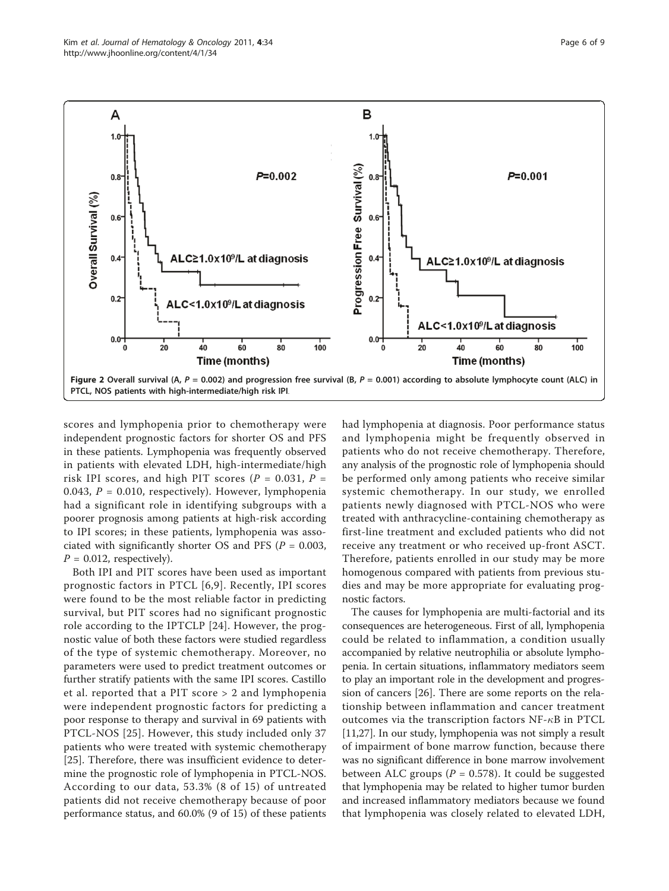Figure 2 Overall survival (A, $P = 0.002$) and progression free survival (B, $P = 0.001$) according to absolute lymphocyte count (ALC) in PTCL, NOS patients with high-intermediate/high risk IPI.

scores and lymphopenia prior to chemotherapy were independent prognostic factors for shorter OS and PFS in these patients. Lymphopenia was frequently observed in patients with elevated LDH, high-intermediate/high risk IPI scores, and high PIT scores ($P = 0.031$, $P = 0.043$, $P = 0.010$, respectively). However, lymphopenia had a significant role in identifying subgroups with a poorer prognosis among patients at high-risk according to IPI scores; in these patients, lymphopenia was associated with significantly shorter OS and PFS ($P = 0.003$, $P = 0.012$, respectively).

Both IPI and PIT scores have been used as important prognostic factors in PTCL [6,9]. Recently, IPI scores were found to be the most reliable factor in predicting survival, but PIT scores had no significant prognostic role according to the IPTCLP [24]. However, the prognostic value of both these factors were studied regardless of the type of systemic chemotherapy. Moreover, no parameters were used to predict treatment outcomes or further stratify patients with the same IPI scores. Castillo et al. reported that a PIT score > 2 and lymphopenia were independent prognostic factors for predicting a poor response to therapy and survival in 69 patients with PTCL-NOS [25]. However, this study included only 37 patients who were treated with systemic chemotherapy [25]. Therefore, there was insufficient evidence to determine the prognostic role of lymphopenia in PTCL-NOS. According to our data, 53.3% (8 of 15) of untreated patients did not receive chemotherapy because of poor performance status, and 60.0% (9 of 15) of these patients had lymphopenia at diagnosis. Poor performance status and lymphopenia might be frequently observed in patients who do not receive chemotherapy. Therefore, any analysis of the prognostic role of lymphopenia should be performed only among patients who receive similar systemic chemotherapy. In our study, we enrolled patients newly diagnosed with PTCL-NOS who were treated with anthracycline-containing chemotherapy as first-line treatment and excluded patients who did not receive any treatment or who received up-front ASCT. Therefore, patients enrolled in our study may be more homogenous compared with patients from previous studies and may be more appropriate for evaluating prognostic factors.

The causes for lymphopenia are multi-factorial and its consequences are heterogeneous. First of all, lymphopenia could be related to inflammation, a condition usually accompanied by relative neutrophilia or absolute lymphopenia. In certain situations, inflammatory mediators seem to play an important role in the development and progression of cancers [26]. There are some reports on the relationship between inflammation and cancer treatment outcomes via the transcription factors NF-$\kappa$B in PTCL [11,27]. In our study, lymphopenia was not simply a result of impairment of bone marrow function, because there was no significant difference in bone marrow involvement between ALC groups ($P = 0.578$). It could be suggested that lymphopenia may be related to higher tumor burden and increased inflammatory mediators because we found that lymphopenia was closely related to elevated LDH,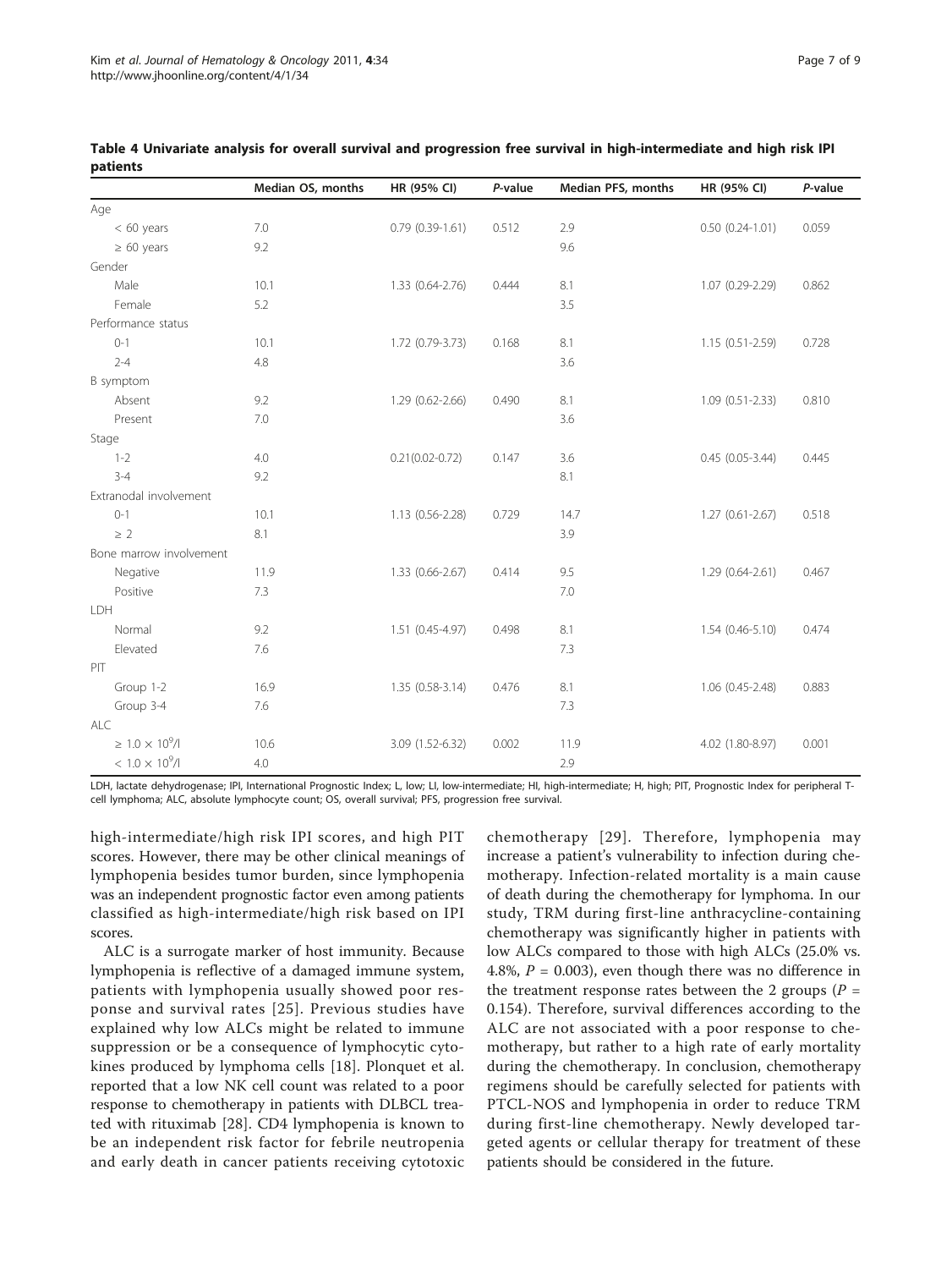**Table 4 Univariate analysis for overall survival and progression free survival in high-intermediate and high risk IPI patients**

| | Median OS, months | HR (95% CI) | *P*-value | Median PFS, months | HR (95% CI) | *P*-value |
|---|---|---|---|---|---|---|
| Age | | | | | | |
| < 60 years | 7.0 | 0.79 (0.39-1.61) | 0.512 | 2.9 | 0.50 (0.24-1.01) | 0.059 |
| ≥ 60 years | 9.2 | | | 9.6 | | |
| Gender | | | | | | |
| Male | 10.1 | 1.33 (0.64-2.76) | 0.444 | 8.1 | 1.07 (0.29-2.29) | 0.862 |
| Female | 5.2 | | | 3.5 | | |
| Performance status | | | | | | |
| 0-1 | 10.1 | 1.72 (0.79-3.73) | 0.168 | 8.1 | 1.15 (0.51-2.59) | 0.728 |
| 2-4 | 4.8 | | | 3.6 | | |
| B symptom | | | | | | |
| Absent | 9.2 | 1.29 (0.62-2.66) | 0.490 | 8.1 | 1.09 (0.51-2.33) | 0.810 |
| Present | 7.0 | | | 3.6 | | |
| Stage | | | | | | |
| 1-2 | 4.0 | 0.21(0.02-0.72) | 0.147 | 3.6 | 0.45 (0.05-3.44) | 0.445 |
| 3-4 | 9.2 | | | 8.1 | | |
| Extranodal involvement | | | | | | |
| 0-1 | 10.1 | 1.13 (0.56-2.28) | 0.729 | 14.7 | 1.27 (0.61-2.67) | 0.518 |
| ≥ 2 | 8.1 | | | 3.9 | | |
| Bone marrow involvement | | | | | | |
| Negative | 11.9 | 1.33 (0.66-2.67) | 0.414 | 9.5 | 1.29 (0.64-2.61) | 0.467 |
| Positive | 7.3 | | | 7.0 | | |
| LDH | | | | | | |
| Normal | 9.2 | 1.51 (0.45-4.97) | 0.498 | 8.1 | 1.54 (0.46-5.10) | 0.474 |
| Elevated | 7.6 | | | 7.3 | | |
| PIT | | | | | | |
| Group 1-2 | 16.9 | 1.35 (0.58-3.14) | 0.476 | 8.1 | 1.06 (0.45-2.48) | 0.883 |
| Group 3-4 | 7.6 | | | 7.3 | | |
| ALC | | | | | | |
| ≥ $1.0 \times 10^9$/l | 10.6 | 3.09 (1.52-6.32) | 0.002 | 11.9 | 4.02 (1.80-8.97) | 0.001 |
| < $1.0 \times 10^9$/l | 4.0 | | | 2.9 | | |

LDH, lactate dehydrogenase; IPI, International Prognostic Index; L, low; LI, low-intermediate; HI, high-intermediate; H, high; PIT, Prognostic Index for peripheral T-cell lymphoma; ALC, absolute lymphocyte count; OS, overall survival; PFS, progression free survival.

high-intermediate/high risk IPI scores, and high PIT scores. However, there may be other clinical meanings of lymphopenia besides tumor burden, since lymphopenia was an independent prognostic factor even among patients classified as high-intermediate/high risk based on IPI scores.

ALC is a surrogate marker of host immunity. Because lymphopenia is reflective of a damaged immune system, patients with lymphopenia usually showed poor response and survival rates [25]. Previous studies have explained why low ALCs might be related to immune suppression or be a consequence of lymphocytic cytokines produced by lymphoma cells [18]. Plonquet et al. reported that a low NK cell count was related to a poor response to chemotherapy in patients with DLBCL treated with rituximab [28]. CD4 lymphopenia is known to be an independent risk factor for febrile neutropenia and early death in cancer patients receiving cytotoxic chemotherapy [29]. Therefore, lymphopenia may increase a patient's vulnerability to infection during chemotherapy. Infection-related mortality is a main cause of death during the chemotherapy for lymphoma. In our study, TRM during first-line anthracycline-containing chemotherapy was significantly higher in patients with low ALCs compared to those with high ALCs (25.0% vs. 4.8%, $P = 0.003$), even though there was no difference in the treatment response rates between the 2 groups ($P = 0.154$). Therefore, survival differences according to the ALC are not associated with a poor response to chemotherapy, but rather to a high rate of early mortality during the chemotherapy. In conclusion, chemotherapy regimens should be carefully selected for patients with PTCL-NOS and lymphopenia in order to reduce TRM during first-line chemotherapy. Newly developed targeted agents or cellular therapy for treatment of these patients should be considered in the future.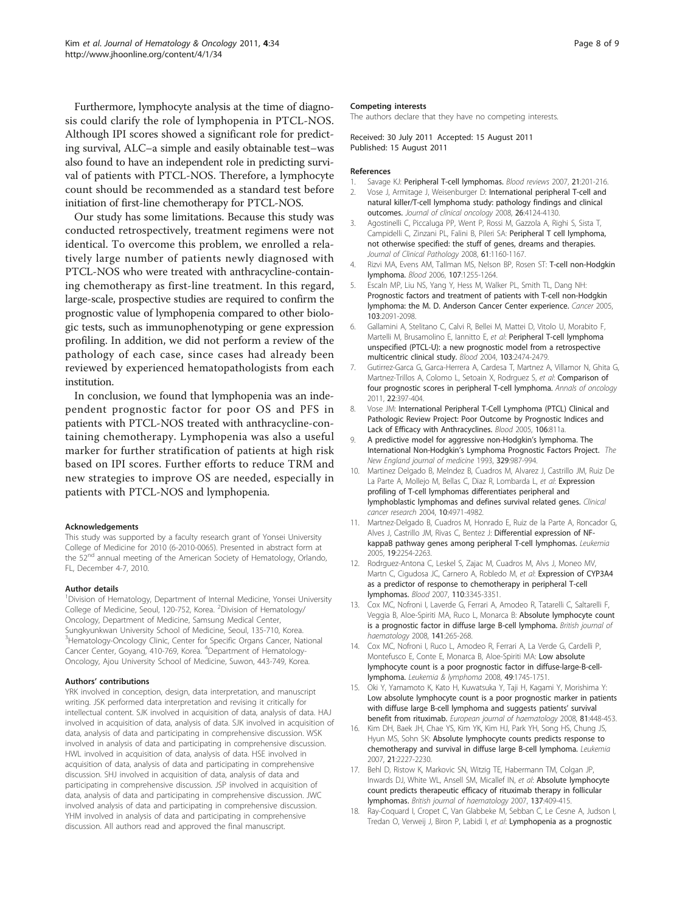Furthermore, lymphocyte analysis at the time of diagnosis could clarify the role of lymphopenia in PTCL-NOS. Although IPI scores showed a significant role for predicting survival, ALC–a simple and easily obtainable test–was also found to have an independent role in predicting survival of patients with PTCL-NOS. Therefore, a lymphocyte count should be recommended as a standard test before initiation of first-line chemotherapy for PTCL-NOS.

Our study has some limitations. Because this study was conducted retrospectively, treatment regimens were not identical. To overcome this problem, we enrolled a relatively large number of patients newly diagnosed with PTCL-NOS who were treated with anthracycline-containing chemotherapy as first-line treatment. In this regard, large-scale, prospective studies are required to confirm the prognostic value of lymphopenia compared to other biologic tests, such as immunophenotyping or gene expression profiling. In addition, we did not perform a review of the pathology of each case, since cases had already been reviewed by experienced hematopathologists from each institution.

In conclusion, we found that lymphopenia was an independent prognostic factor for poor OS and PFS in patients with PTCL-NOS treated with anthracycline-containing chemotherapy. Lymphopenia was also a useful marker for further stratification of patients at high risk based on IPI scores. Further efforts to reduce TRM and new strategies to improve OS are needed, especially in patients with PTCL-NOS and lymphopenia.

#### Acknowledgements

This study was supported by a faculty research grant of Yonsei University College of Medicine for 2010 (6-2010-0065). Presented in abstract form at the 52nd annual meeting of the American Society of Hematology, Orlando, FL, December 4-7, 2010.

#### Author details

[1]Division of Hematology, Department of Internal Medicine, Yonsei University College of Medicine, Seoul, 120-752, Korea. [2]Division of Hematology/Oncology, Department of Medicine, Samsung Medical Center, Sungkyunkwan University School of Medicine, Seoul, 135-710, Korea. [3]Hematology-Oncology Clinic, Center for Specific Organs Cancer, National Cancer Center, Goyang, 410-769, Korea. [4]Department of Hematology-Oncology, Ajou University School of Medicine, Suwon, 443-749, Korea.

#### Authors' contributions

YRK involved in conception, design, data interpretation, and manuscript writing. JSK performed data interpretation and revising it critically for intellectual content. SJK involved in acquisition of data, analysis of data. HAJ involved in acquisition of data, analysis of data. SJK involved in acquisition of data, analysis of data and participating in comprehensive discussion. WSK involved in analysis of data and participating in comprehensive discussion. HWL involved in acquisition of data, analysis of data. HSE involved in acquisition of data, analysis of data and participating in comprehensive discussion. SHJ involved in acquisition of data, analysis of data and participating in comprehensive discussion. JSP involved in acquisition of data, analysis of data and participating in comprehensive discussion. JWC involved analysis of data and participating in comprehensive discussion. YHM involved in analysis of data and participating in comprehensive discussion. All authors read and approved the final manuscript.

#### Competing interests

The authors declare that they have no competing interests.

Received: 30 July 2011 Accepted: 15 August 2011
Published: 15 August 2011

#### References

1. Savage KJ: **Peripheral T-cell lymphomas.** *Blood reviews* 2007, **21**:201-216.
2. Vose J, Armitage J, Weisenburger D: **International peripheral T-cell and natural killer/T-cell lymphoma study: pathology findings and clinical outcomes.** *Journal of clinical oncology* 2008, **26**:4124-4130.
3. Agostinelli C, Piccaluga PP, Went P, Rossi M, Gazzola A, Righi S, Sista T, Campidelli C, Zinzani PL, Falini B, Pileri SA: **Peripheral T cell lymphoma, not otherwise specified: the stuff of genes, dreams and therapies.** *Journal of Clinical Pathology* 2008, **61**:1160-1167.
4. Rizvi MA, Evens AM, Tallman MS, Nelson BP, Rosen ST: **T-cell non-Hodgkin lymphoma.** *Blood* 2006, **107**:1255-1264.
5. Escaln MP, Liu NS, Yang Y, Hess M, Walker PL, Smith TL, Dang NH: **Prognostic factors and treatment of patients with T-cell non-Hodgkin lymphoma: the M. D. Anderson Cancer Center experience.** *Cancer* 2005, **103**:2091-2098.
6. Gallamini A, Stelitano C, Calvi R, Bellei M, Mattei D, Vitolo U, Morabito F, Martelli M, Brusamolino E, Iannitto E, *et al*: **Peripheral T-cell lymphoma unspecified (PTCL-U): a new prognostic model from a retrospective multicentric clinical study.** *Blood* 2004, **103**:2474-2479.
7. Gutirrez-Garca G, Garca-Herrera A, Cardesa T, Martnez A, Villamor N, Ghita G, Martnez-Trillos A, Colomo L, Setoain X, Rodrguez S, *et al*: **Comparison of four prognostic scores in peripheral T-cell lymphoma.** *Annals of oncology* 2011, **22**:397-404.
8. Vose JM: **International Peripheral T-Cell Lymphoma (PTCL) Clinical and Pathologic Review Project: Poor Outcome by Prognostic Indices and Lack of Efficacy with Anthracyclines.** *Blood* 2005, **106**:811a.
9. **A predictive model for aggressive non-Hodgkin's lymphoma. The International Non-Hodgkin's Lymphoma Prognostic Factors Project.** *The New England journal of medicine* 1993, **329**:987-994.
10. Martinez Delgado B, Melndez B, Cuadros M, Alvarez J, Castrillo JM, Ruiz De La Parte A, Mollejo M, Bellas C, Diaz R, Lombarda L, *et al*: **Expression profiling of T-cell lymphomas differentiates peripheral and lymphoblastic lymphomas and defines survival related genes.** *Clinical cancer research* 2004, **10**:4971-4982.
11. Martnez-Delgado B, Cuadros M, Honrado E, Ruiz de la Parte A, Roncador G, Alves J, Castrillo JM, Rivas C, Bentez J: **Differential expression of NF-kappaB pathway genes among peripheral T-cell lymphomas.** *Leukemia* 2005, **19**:2254-2263.
12. Rodrguez-Antona C, Leskel S, Zajac M, Cuadros M, Alvs J, Moneo MV, Martn C, Cigudosa JC, Carnero A, Robledo M, *et al*: **Expression of CYP3A4 as a predictor of response to chemotherapy in peripheral T-cell lymphomas.** *Blood* 2007, **110**:3345-3351.
13. Cox MC, Nofroni I, Laverde G, Ferrari A, Amodeo R, Tatarelli C, Saltarelli F, Veggia B, Aloe-Spiriti MA, Ruco L, Monarca B: **Absolute lymphocyte count is a prognostic factor in diffuse large B-cell lymphoma.** *British journal of haematology* 2008, **141**:265-268.
14. Cox MC, Nofroni I, Ruco L, Amodeo R, Ferrari A, La Verde G, Cardelli P, Montefusco E, Conte E, Monarca B, Aloe-Spiriti MA: **Low absolute lymphocyte count is a poor prognostic factor in diffuse-large-B-cell-lymphoma.** *Leukemia & lymphoma* 2008, **49**:1745-1751.
15. Oki Y, Yamamoto K, Kato H, Kuwatsuka Y, Taji H, Kagami Y, Morishima Y: **Low absolute lymphocyte count is a poor prognostic marker in patients with diffuse large B-cell lymphoma and suggests patients' survival benefit from rituximab.** *European journal of haematology* 2008, **81**:448-453.
16. Kim DH, Baek JH, Chae YS, Kim YK, Kim HJ, Park YH, Song HS, Chung JS, Hyun MS, Sohn SK: **Absolute lymphocyte counts predicts response to chemotherapy and survival in diffuse large B-cell lymphoma.** *Leukemia* 2007, **21**:2227-2230.
17. Behl D, Ristow K, Markovic SN, Witzig TE, Habermann TM, Colgan JP, Inwards DJ, White WL, Ansell SM, Micallef IN, *et al*: **Absolute lymphocyte count predicts therapeutic efficacy of rituximab therapy in follicular lymphomas.** *British journal of haematology* 2007, **137**:409-415.
18. Ray-Coquard I, Cropet C, Van Glabbeke M, Sebban C, Le Cesne A, Judson I, Tredan O, Verweij J, Biron P, Labidi I, *et al*: **Lymphopenia as a prognostic**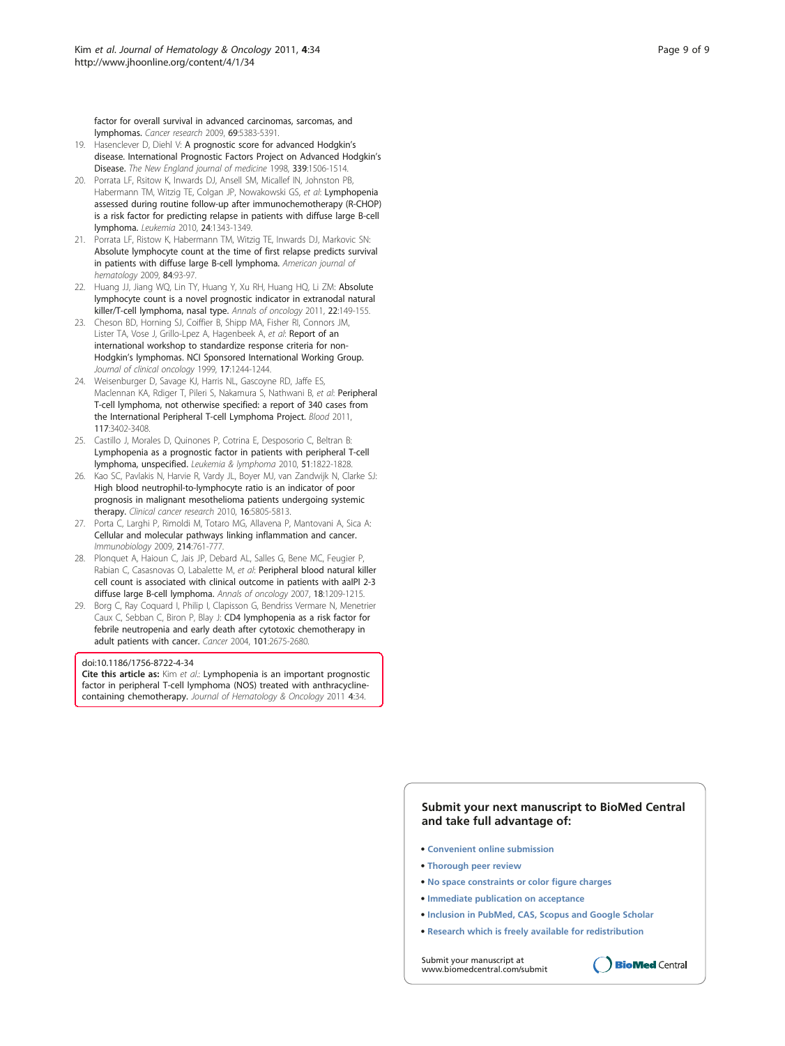factor for overall survival in advanced carcinomas, sarcomas, and lymphomas. *Cancer research* 2009, **69**:5383-5391.

19. Hasenclever D, Diehl V: **A prognostic score for advanced Hodgkin's disease. International Prognostic Factors Project on Advanced Hodgkin's Disease.** *The New England journal of medicine* 1998, **339**:1506-1514.
20. Porrata LF, Rsitow K, Inwards DJ, Ansell SM, Micallef IN, Johnston PB, Habermann TM, Witzig TE, Colgan JP, Nowakowski GS, *et al*: **Lymphopenia assessed during routine follow-up after immunochemotherapy (R-CHOP) is a risk factor for predicting relapse in patients with diffuse large B-cell lymphoma.** *Leukemia* 2010, **24**:1343-1349.
21. Porrata LF, Ristow K, Habermann TM, Witzig TE, Inwards DJ, Markovic SN: **Absolute lymphocyte count at the time of first relapse predicts survival in patients with diffuse large B-cell lymphoma.** *American journal of hematology* 2009, **84**:93-97.
22. Huang JJ, Jiang WQ, Lin TY, Huang Y, Xu RH, Huang HQ, Li ZM: **Absolute lymphocyte count is a novel prognostic indicator in extranodal natural killer/T-cell lymphoma, nasal type.** *Annals of oncology* 2011, **22**:149-155.
23. Cheson BD, Horning SJ, Coiffier B, Shipp MA, Fisher RI, Connors JM, Lister TA, Vose J, Grillo-Lpez A, Hagenbeek A, *et al*: **Report of an international workshop to standardize response criteria for non-Hodgkin's lymphomas. NCI Sponsored International Working Group.** *Journal of clinical oncology* 1999, **17**:1244-1244.
24. Weisenburger D, Savage KJ, Harris NL, Gascoyne RD, Jaffe ES, Maclennan KA, Rdiger T, Pileri S, Nakamura S, Nathwani B, *et al*: **Peripheral T-cell lymphoma, not otherwise specified: a report of 340 cases from the International Peripheral T-cell Lymphoma Project.** *Blood* 2011, **117**:3402-3408.
25. Castillo J, Morales D, Quinones P, Cotrina E, Desposorio C, Beltran B: **Lymphopenia as a prognostic factor in patients with peripheral T-cell lymphoma, unspecified.** *Leukemia & lymphoma* 2010, **51**:1822-1828.
26. Kao SC, Pavlakis N, Harvie R, Vardy JL, Boyer MJ, van Zandwijk N, Clarke SJ: **High blood neutrophil-to-lymphocyte ratio is an indicator of poor prognosis in malignant mesothelioma patients undergoing systemic therapy.** *Clinical cancer research* 2010, **16**:5805-5813.
27. Porta C, Larghi P, Rimoldi M, Totaro MG, Allavena P, Mantovani A, Sica A: **Cellular and molecular pathways linking inflammation and cancer.** *Immunobiology* 2009, **214**:761-777.
28. Plonquet A, Haioun C, Jais JP, Debard AL, Salles G, Bene MC, Feugier P, Rabian C, Casasnovas O, Labalette M, *et al*: **Peripheral blood natural killer cell count is associated with clinical outcome in patients with aaIPI 2-3 diffuse large B-cell lymphoma.** *Annals of oncology* 2007, **18**:1209-1215.
29. Borg C, Ray Coquard I, Philip I, Clapisson G, Bendriss Vermare N, Menetrier Caux C, Sebban C, Biron P, Blay J: **CD4 lymphopenia as a risk factor for febrile neutropenia and early death after cytotoxic chemotherapy in adult patients with cancer.** *Cancer* 2004, **101**:2675-2680.

doi:10.1186/1756-8722-4-34

**Cite this article as:** Kim *et al.*: Lymphopenia is an important prognostic factor in peripheral T-cell lymphoma (NOS) treated with anthracycline-containing chemotherapy. *Journal of Hematology & Oncology* 2011 **4**:34.

**Submit your next manuscript to BioMed Central and take full advantage of:**

- Convenient online submission
- Thorough peer review
- No space constraints or color figure charges
- Immediate publication on acceptance
- Inclusion in PubMed, CAS, Scopus and Google Scholar
- Research which is freely available for redistribution

Submit your manuscript at
www.biomedcentral.com/submit

BioMed Central